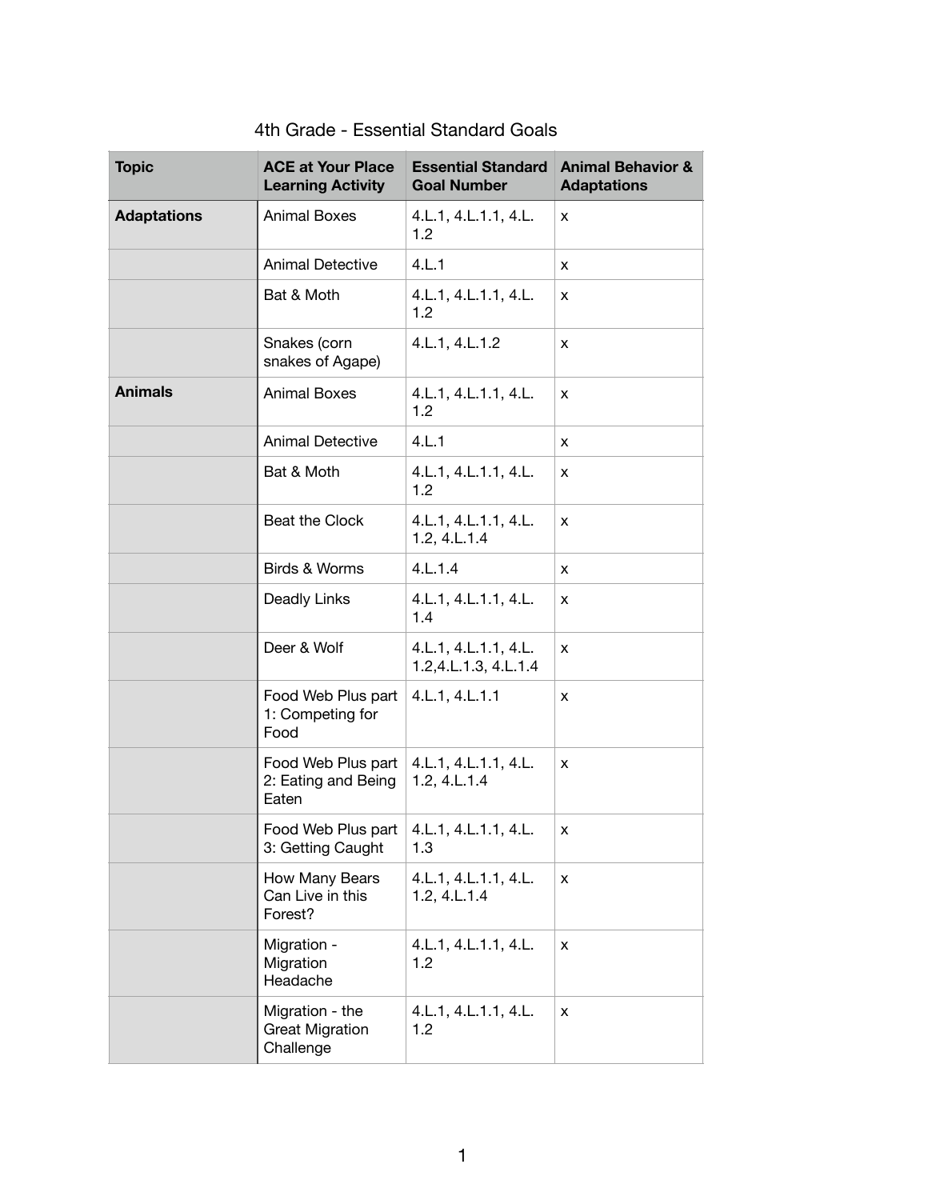# 4th Grade - Essential Standard Goals

| Topic | ACE at Your Place Learning Activity | Essential Standard Goal Number | Animal Behavior & Adaptations |
|---|---|---|---|
| **Adaptations** | Animal Boxes | 4.L.1, 4.L.1.1, 4.L.1.2 | x |
| | Animal Detective | 4.L.1 | x |
| | Bat & Moth | 4.L.1, 4.L.1.1, 4.L.1.2 | x |
| | Snakes (corn snakes of Agape) | 4.L.1, 4.L.1.2 | x |
| **Animals** | Animal Boxes | 4.L.1, 4.L.1.1, 4.L.1.2 | x |
| | Animal Detective | 4.L.1 | x |
| | Bat & Moth | 4.L.1, 4.L.1.1, 4.L.1.2 | x |
| | Beat the Clock | 4.L.1, 4.L.1.1, 4.L.1.2, 4.L.1.4 | x |
| | Birds & Worms | 4.L.1.4 | x |
| | Deadly Links | 4.L.1, 4.L.1.1, 4.L.1.4 | x |
| | Deer & Wolf | 4.L.1, 4.L.1.1, 4.L.1.2,4.L.1.3, 4.L.1.4 | x |
| | Food Web Plus part 1: Competing for Food | 4.L.1, 4.L.1.1 | x |
| | Food Web Plus part 2: Eating and Being Eaten | 4.L.1, 4.L.1.1, 4.L.1.2, 4.L.1.4 | x |
| | Food Web Plus part 3: Getting Caught | 4.L.1, 4.L.1.1, 4.L.1.3 | x |
| | How Many Bears Can Live in this Forest? | 4.L.1, 4.L.1.1, 4.L.1.2, 4.L.1.4 | x |
| | Migration - Migration Headache | 4.L.1, 4.L.1.1, 4.L.1.2 | x |
| | Migration - the Great Migration Challenge | 4.L.1, 4.L.1.1, 4.L.1.2 | x |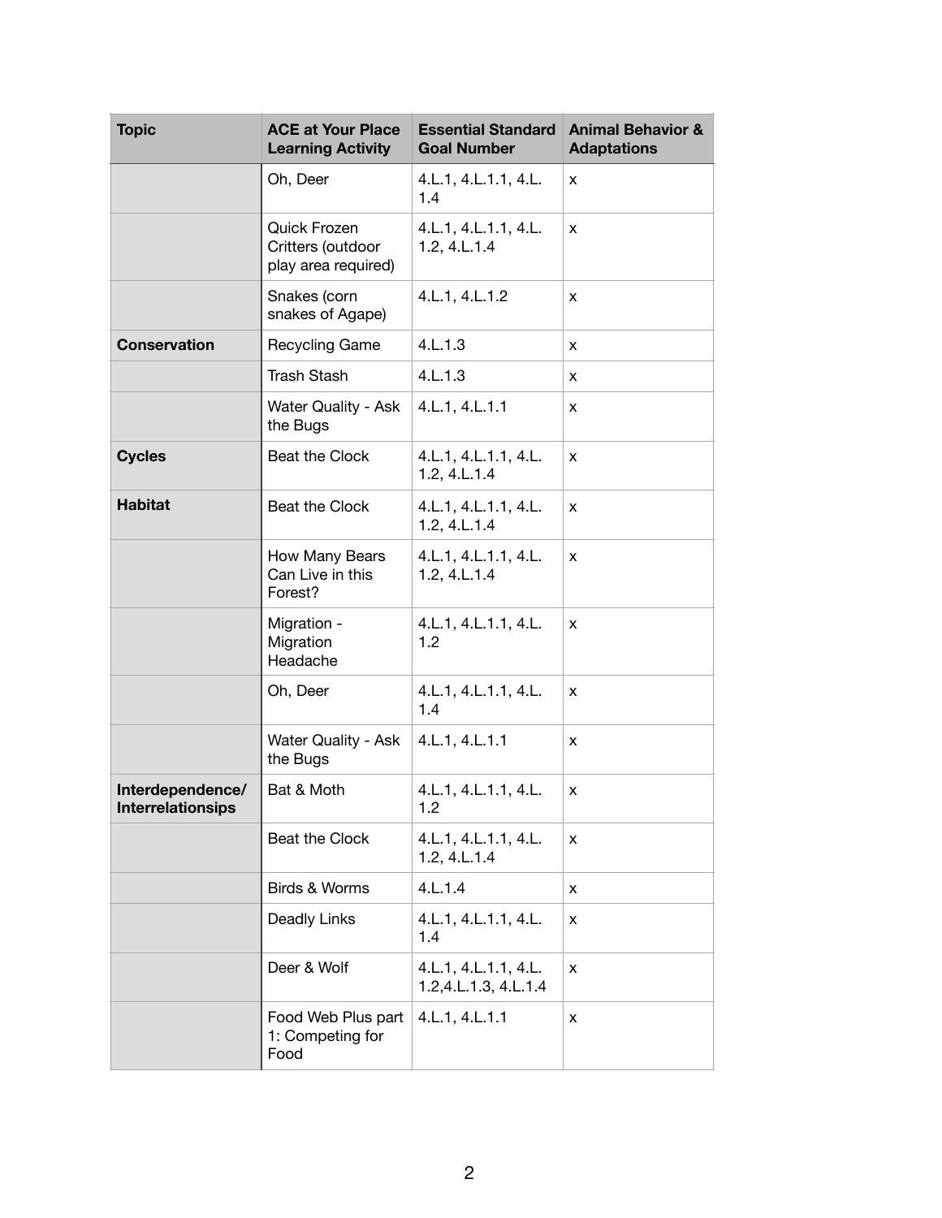| Topic | ACE at Your Place Learning Activity | Essential Standard Goal Number | Animal Behavior & Adaptations |
|---|---|---|---|
| | Oh, Deer | 4.L.1, 4.L.1.1, 4.L.1.4 | x |
| | Quick Frozen Critters (outdoor play area required) | 4.L.1, 4.L.1.1, 4.L.1.2, 4.L.1.4 | x |
| | Snakes (corn snakes of Agape) | 4.L.1, 4.L.1.2 | x |
| **Conservation** | Recycling Game | 4.L.1.3 | x |
| | Trash Stash | 4.L.1.3 | x |
| | Water Quality - Ask the Bugs | 4.L.1, 4.L.1.1 | x |
| **Cycles** | Beat the Clock | 4.L.1, 4.L.1.1, 4.L.1.2, 4.L.1.4 | x |
| **Habitat** | Beat the Clock | 4.L.1, 4.L.1.1, 4.L.1.2, 4.L.1.4 | x |
| | How Many Bears Can Live in this Forest? | 4.L.1, 4.L.1.1, 4.L.1.2, 4.L.1.4 | x |
| | Migration - Migration Headache | 4.L.1, 4.L.1.1, 4.L.1.2 | x |
| | Oh, Deer | 4.L.1, 4.L.1.1, 4.L.1.4 | x |
| | Water Quality - Ask the Bugs | 4.L.1, 4.L.1.1 | x |
| **Interdependence/ Interrelationsips** | Bat & Moth | 4.L.1, 4.L.1.1, 4.L.1.2 | x |
| | Beat the Clock | 4.L.1, 4.L.1.1, 4.L.1.2, 4.L.1.4 | x |
| | Birds & Worms | 4.L.1.4 | x |
| | Deadly Links | 4.L.1, 4.L.1.1, 4.L.1.4 | x |
| | Deer & Wolf | 4.L.1, 4.L.1.1, 4.L.1.2,4.L.1.3, 4.L.1.4 | x |
| | Food Web Plus part 1: Competing for Food | 4.L.1, 4.L.1.1 | x |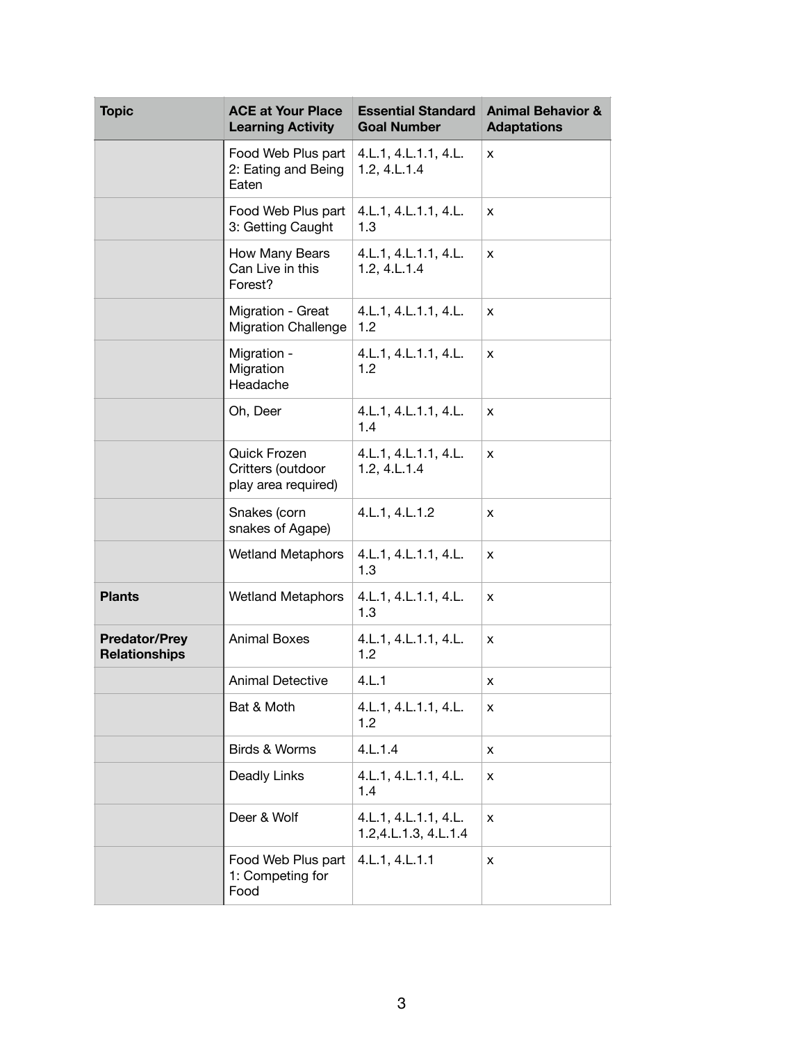| Topic | ACE at Your Place Learning Activity | Essential Standard Goal Number | Animal Behavior & Adaptations |
| --- | --- | --- | --- |
| | Food Web Plus part 2: Eating and Being Eaten | 4.L.1, 4.L.1.1, 4.L.1.2, 4.L.1.4 | x |
| | Food Web Plus part 3: Getting Caught | 4.L.1, 4.L.1.1, 4.L.1.3 | x |
| | How Many Bears Can Live in this Forest? | 4.L.1, 4.L.1.1, 4.L.1.2, 4.L.1.4 | x |
| | Migration - Great Migration Challenge | 4.L.1, 4.L.1.1, 4.L.1.2 | x |
| | Migration - Migration Headache | 4.L.1, 4.L.1.1, 4.L.1.2 | x |
| | Oh, Deer | 4.L.1, 4.L.1.1, 4.L.1.4 | x |
| | Quick Frozen Critters (outdoor play area required) | 4.L.1, 4.L.1.1, 4.L.1.2, 4.L.1.4 | x |
| | Snakes (corn snakes of Agape) | 4.L.1, 4.L.1.2 | x |
| | Wetland Metaphors | 4.L.1, 4.L.1.1, 4.L.1.3 | x |
| **Plants** | Wetland Metaphors | 4.L.1, 4.L.1.1, 4.L.1.3 | x |
| **Predator/Prey Relationships** | Animal Boxes | 4.L.1, 4.L.1.1, 4.L.1.2 | x |
| | Animal Detective | 4.L.1 | x |
| | Bat & Moth | 4.L.1, 4.L.1.1, 4.L.1.2 | x |
| | Birds & Worms | 4.L.1.4 | x |
| | Deadly Links | 4.L.1, 4.L.1.1, 4.L.1.4 | x |
| | Deer & Wolf | 4.L.1, 4.L.1.1, 4.L.1.2,4.L.1.3, 4.L.1.4 | x |
| | Food Web Plus part 1: Competing for Food | 4.L.1, 4.L.1.1 | x |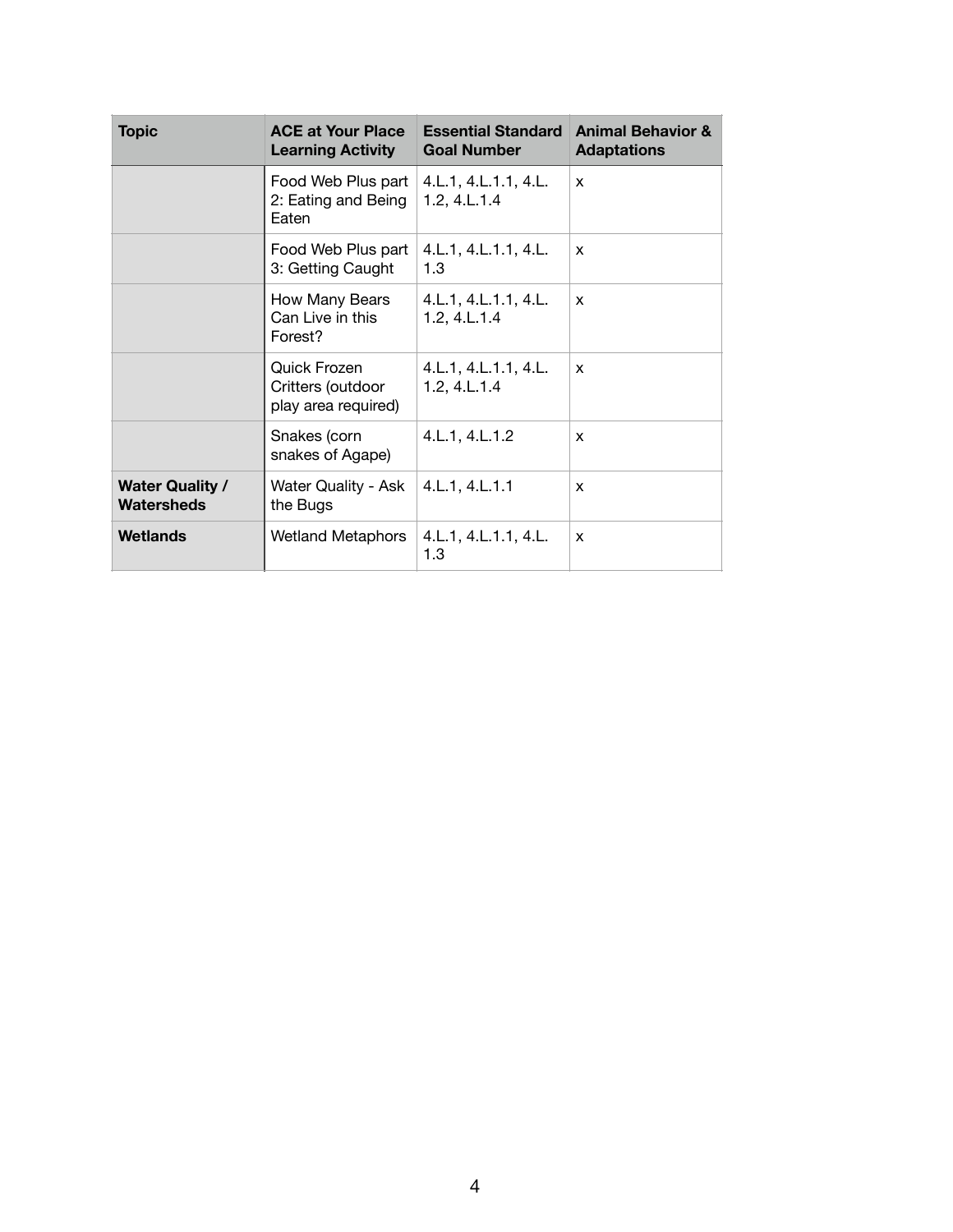| Topic | ACE at Your Place Learning Activity | Essential Standard Goal Number | Animal Behavior & Adaptations |
|---|---|---|---|
| | Food Web Plus part 2: Eating and Being Eaten | 4.L.1, 4.L.1.1, 4.L.1.2, 4.L.1.4 | x |
| | Food Web Plus part 3: Getting Caught | 4.L.1, 4.L.1.1, 4.L.1.3 | x |
| | How Many Bears Can Live in this Forest? | 4.L.1, 4.L.1.1, 4.L.1.2, 4.L.1.4 | x |
| | Quick Frozen Critters (outdoor play area required) | 4.L.1, 4.L.1.1, 4.L.1.2, 4.L.1.4 | x |
| | Snakes (corn snakes of Agape) | 4.L.1, 4.L.1.2 | x |
| **Water Quality / Watersheds** | Water Quality - Ask the Bugs | 4.L.1, 4.L.1.1 | x |
| **Wetlands** | Wetland Metaphors | 4.L.1, 4.L.1.1, 4.L.1.3 | x |